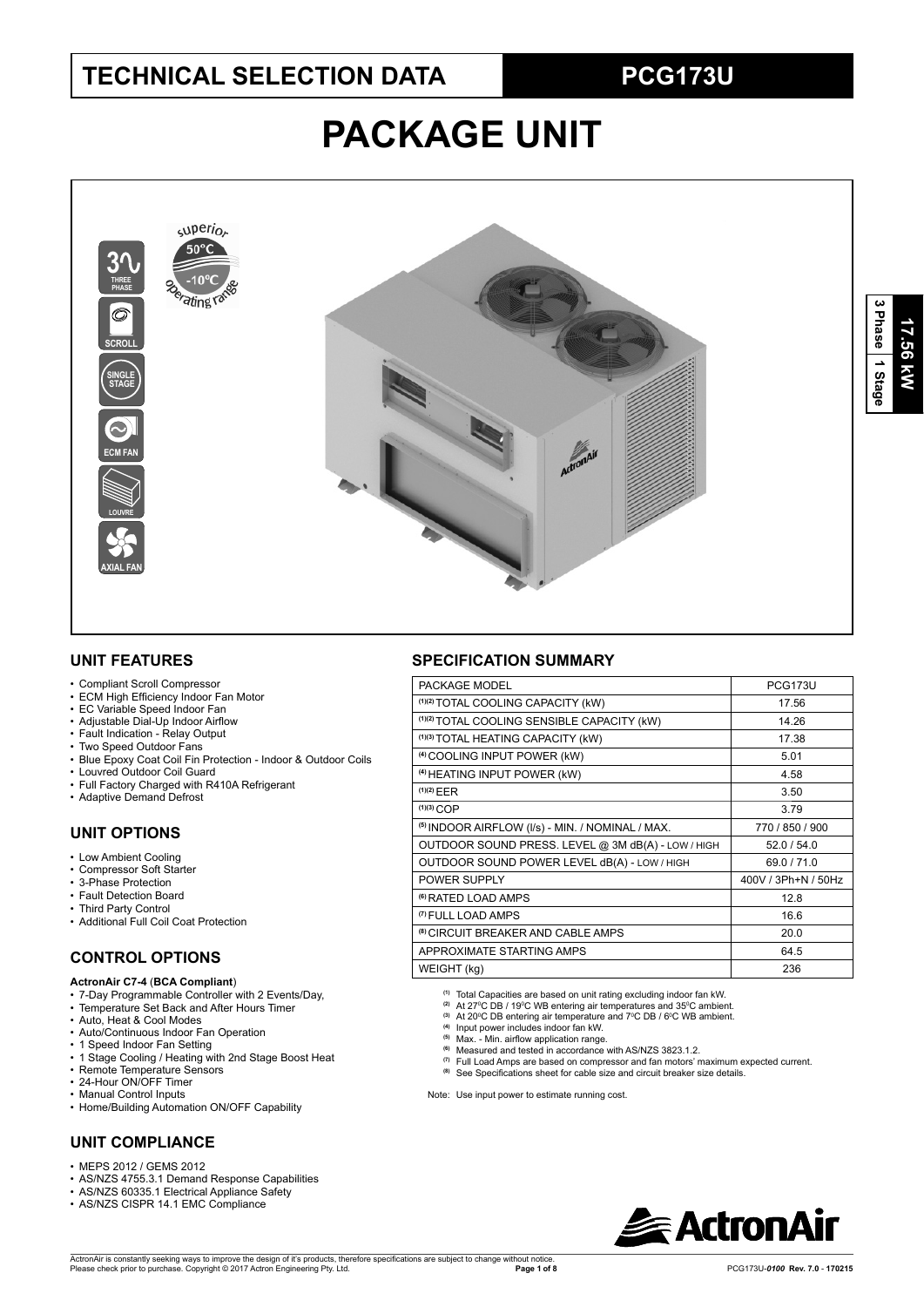# TECHNICAL SELECTION DATA

# PCG173U

# PACKAGE UNIT

17.56 kW | 3 Phase | 1 Stage

THREE PHASE · SCROLL · SINGLE STAGE · ECM FAN · LOUVRE · AXIAL FAN

superior operating range 50°C -10°C

## UNIT FEATURES

- Compliant Scroll Compressor
- ECM High Efficiency Indoor Fan Motor
- EC Variable Speed Indoor Fan
- Adjustable Dial-Up Indoor Airflow
- Fault Indication - Relay Output
- Two Speed Outdoor Fans
- Blue Epoxy Coat Coil Fin Protection - Indoor & Outdoor Coils
- Louvred Outdoor Coil Guard
- Full Factory Charged with R410A Refrigerant
- Adaptive Demand Defrost

## UNIT OPTIONS

- Low Ambient Cooling
- Compressor Soft Starter
- 3-Phase Protection
- Fault Detection Board
- Third Party Control
- Additional Full Coil Coat Protection

## CONTROL OPTIONS

**ActronAir C7-4** (**BCA Compliant**)

- 7-Day Programmable Controller with 2 Events/Day,
- Temperature Set Back and After Hours Timer
- Auto, Heat & Cool Modes
- Auto/Continuous Indoor Fan Operation
- 1 Speed Indoor Fan Setting
- 1 Stage Cooling / Heating with 2nd Stage Boost Heat
- Remote Temperature Sensors
- 24-Hour ON/OFF Timer
- Manual Control Inputs
- Home/Building Automation ON/OFF Capability

## UNIT COMPLIANCE

- MEPS 2012 / GEMS 2012
- AS/NZS 4755.3.1 Demand Response Capabilities
- AS/NZS 60335.1 Electrical Appliance Safety
- AS/NZS CISPR 14.1 EMC Compliance

## SPECIFICATION SUMMARY

| PACKAGE MODEL | PCG173U |
|---|---|
| [1][2] TOTAL COOLING CAPACITY (kW) | 17.56 |
| [1][2] TOTAL COOLING SENSIBLE CAPACITY (kW) | 14.26 |
| [1][3] TOTAL HEATING CAPACITY (kW) | 17.38 |
| [4] COOLING INPUT POWER (kW) | 5.01 |
| [4] HEATING INPUT POWER (kW) | 4.58 |
| [1][2] EER | 3.50 |
| [1][3] COP | 3.79 |
| [5] INDOOR AIRFLOW (l/s) - MIN. / NOMINAL / MAX. | 770 / 850 / 900 |
| OUTDOOR SOUND PRESS. LEVEL @ 3M dB(A) - LOW / HIGH | 52.0 / 54.0 |
| OUTDOOR SOUND POWER LEVEL dB(A) - LOW / HIGH | 69.0 / 71.0 |
| POWER SUPPLY | 400V / 3Ph+N / 50Hz |
| [6] RATED LOAD AMPS | 12.8 |
| [7] FULL LOAD AMPS | 16.6 |
| [8] CIRCUIT BREAKER AND CABLE AMPS | 20.0 |
| APPROXIMATE STARTING AMPS | 64.5 |
| WEIGHT (kg) | 236 |

[1] Total Capacities are based on unit rating excluding indoor fan kW.
[2] At 27°C DB / 19°C WB entering air temperatures and 35°C ambient.
[3] At 20°C DB entering air temperature and 7°C DB / 6°C WB ambient.
[4] Input power includes indoor fan kW.
[5] Max. - Min. airflow application range.
[6] Measured and tested in accordance with AS/NZS 3823.1.2.
[7] Full Load Amps are based on compressor and fan motors' maximum expected current.
[8] See Specifications sheet for cable size and circuit breaker size details.

Note: Use input power to estimate running cost.

ActronAir is constantly seeking ways to improve the design of it's products, therefore specifications are subject to change without notice. Please check prior to purchase. Copyright © 2017 Actron Engineering Pty. Ltd.

PCG173U-*0100* Rev. 7.0 - 170215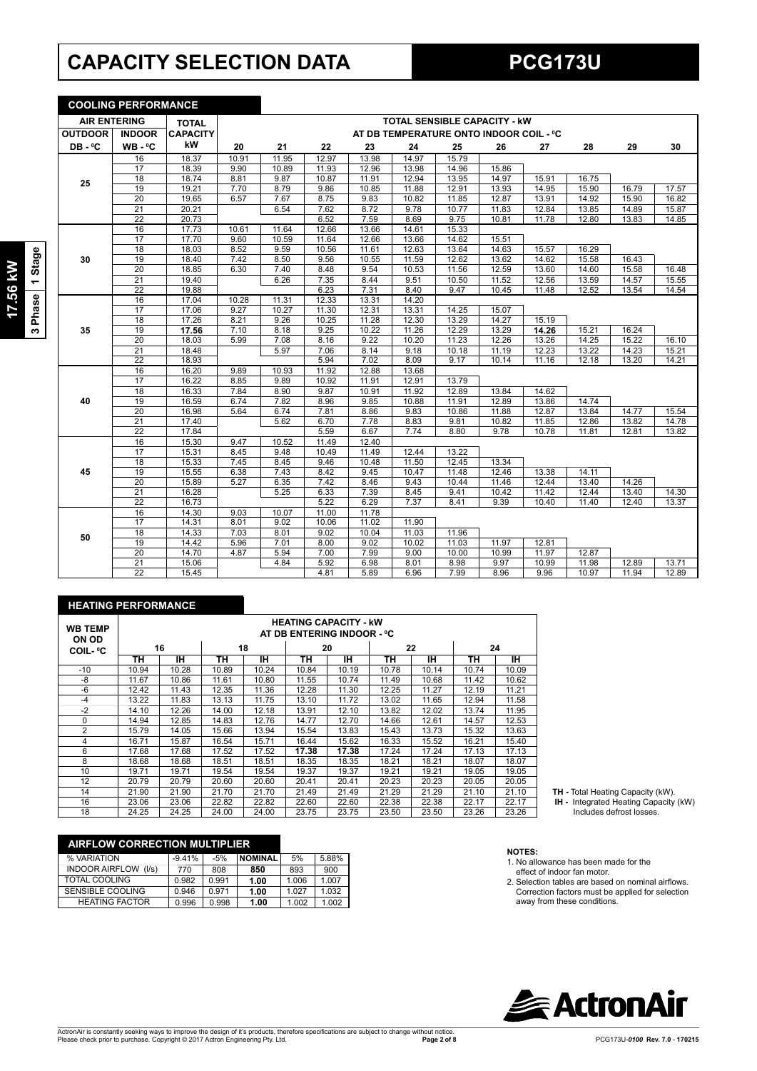# CAPACITY SELECTION DATA

# PCG173U

17.56 kW | 3 Phase | 1 Stage

## COOLING PERFORMANCE

| AIR ENTERING | | TOTAL | TOTAL SENSIBLE CAPACITY - kW | | | | | | | | | | |
|---|---|---|---|---|---|---|---|---|---|---|---|---|---|
| OUTDOOR | INDOOR | CAPACITY | AT DB TEMPERATURE ONTO INDOOR COIL - ⁰C | | | | | | | | | | |
| DB - ⁰C | WB - ⁰C | kW | 20 | 21 | 22 | 23 | 24 | 25 | 26 | 27 | 28 | 29 | 30 |
| 25 | 16 | 18.37 | 10.91 | 11.95 | 12.97 | 13.98 | 14.97 | 15.79 | | | | | |
| | 17 | 18.39 | 9.90 | 10.89 | 11.93 | 12.96 | 13.98 | 14.96 | 15.86 | | | | |
| | 18 | 18.74 | 8.81 | 9.87 | 10.87 | 11.91 | 12.94 | 13.95 | 14.97 | 15.91 | 16.75 | | |
| | 19 | 19.21 | 7.70 | 8.79 | 9.86 | 10.85 | 11.88 | 12.91 | 13.93 | 14.95 | 15.90 | 16.79 | 17.57 |
| | 20 | 19.65 | 6.57 | 7.67 | 8.75 | 9.83 | 10.82 | 11.85 | 12.87 | 13.91 | 14.92 | 15.90 | 16.82 |
| | 21 | 20.21 | | 6.54 | 7.62 | 8.72 | 9.78 | 10.77 | 11.83 | 12.84 | 13.85 | 14.89 | 15.87 |
| | 22 | 20.73 | | | 6.52 | 7.59 | 8.69 | 9.75 | 10.81 | 11.78 | 12.80 | 13.83 | 14.85 |
| 30 | 16 | 17.73 | 10.61 | 11.64 | 12.66 | 13.66 | 14.61 | 15.33 | | | | | |
| | 17 | 17.70 | 9.60 | 10.59 | 11.64 | 12.66 | 13.66 | 14.62 | 15.51 | | | | |
| | 18 | 18.03 | 8.52 | 9.59 | 10.56 | 11.61 | 12.63 | 13.64 | 14.63 | 15.57 | 16.29 | | |
| | 19 | 18.40 | 7.42 | 8.50 | 9.56 | 10.55 | 11.59 | 12.62 | 13.62 | 14.62 | 15.58 | 16.43 | |
| | 20 | 18.85 | 6.30 | 7.40 | 8.48 | 9.54 | 10.53 | 11.56 | 12.59 | 13.60 | 14.60 | 15.58 | 16.48 |
| | 21 | 19.40 | | 6.26 | 7.35 | 8.44 | 9.51 | 10.50 | 11.52 | 12.56 | 13.59 | 14.57 | 15.55 |
| | 22 | 19.88 | | | 6.23 | 7.31 | 8.40 | 9.47 | 10.45 | 11.48 | 12.52 | 13.54 | 14.54 |
| 35 | 16 | 17.04 | 10.28 | 11.31 | 12.33 | 13.31 | 14.20 | | | | | | |
| | 17 | 17.06 | 9.27 | 10.27 | 11.30 | 12.31 | 13.31 | 14.25 | 15.07 | | | | |
| | 18 | 17.26 | 8.21 | 9.26 | 10.25 | 11.28 | 12.30 | 13.29 | 14.27 | 15.19 | | | |
| | 19 | **17.56** | 7.10 | 8.18 | 9.25 | 10.22 | 11.26 | 12.29 | 13.29 | **14.26** | 15.21 | 16.24 | |
| | 20 | 18.03 | 5.99 | 7.08 | 8.16 | 9.22 | 10.20 | 11.23 | 12.26 | 13.26 | 14.25 | 15.22 | 16.10 |
| | 21 | 18.48 | | 5.97 | 7.06 | 8.14 | 9.18 | 10.18 | 11.19 | 12.23 | 13.22 | 14.23 | 15.21 |
| | 22 | 18.93 | | | 5.94 | 7.02 | 8.09 | 9.17 | 10.14 | 11.16 | 12.18 | 13.20 | 14.21 |
| 40 | 16 | 16.20 | 9.89 | 10.93 | 11.92 | 12.88 | 13.68 | | | | | | |
| | 17 | 16.22 | 8.85 | 9.89 | 10.92 | 11.91 | 12.91 | 13.79 | | | | | |
| | 18 | 16.33 | 7.84 | 8.90 | 9.87 | 10.91 | 11.92 | 12.89 | 13.84 | 14.62 | | | |
| | 19 | 16.59 | 6.74 | 7.82 | 8.96 | 9.85 | 10.88 | 11.91 | 12.89 | 13.86 | 14.74 | | |
| | 20 | 16.98 | 5.64 | 6.74 | 7.81 | 8.86 | 9.83 | 10.86 | 11.88 | 12.87 | 13.84 | 14.77 | 15.54 |
| | 21 | 17.40 | | 5.62 | 6.70 | 7.78 | 8.83 | 9.81 | 10.82 | 11.85 | 12.86 | 13.82 | 14.78 |
| | 22 | 17.84 | | | 5.59 | 6.67 | 7.74 | 8.80 | 9.78 | 10.78 | 11.81 | 12.81 | 13.82 |
| 45 | 16 | 15.30 | 9.47 | 10.52 | 11.49 | 12.40 | | | | | | | |
| | 17 | 15.31 | 8.45 | 9.48 | 10.49 | 11.49 | 12.44 | 13.22 | | | | | |
| | 18 | 15.33 | 7.45 | 8.45 | 9.46 | 10.48 | 11.50 | 12.45 | 13.34 | | | | |
| | 19 | 15.55 | 6.38 | 7.43 | 8.42 | 9.45 | 10.47 | 11.48 | 12.46 | 13.38 | 14.11 | | |
| | 20 | 15.89 | 5.27 | 6.35 | 7.42 | 8.46 | 9.43 | 10.44 | 11.46 | 12.44 | 13.40 | 14.26 | |
| | 21 | 16.28 | | 5.25 | 6.33 | 7.39 | 8.45 | 9.41 | 10.42 | 11.42 | 12.44 | 13.40 | 14.30 |
| | 22 | 16.73 | | | 5.22 | 6.29 | 7.37 | 8.41 | 9.39 | 10.40 | 11.40 | 12.40 | 13.37 |
| 50 | 16 | 14.30 | 9.03 | 10.07 | 11.00 | 11.78 | | | | | | | |
| | 17 | 14.31 | 8.01 | 9.02 | 10.06 | 11.02 | 11.90 | | | | | | |
| | 18 | 14.33 | 7.03 | 8.01 | 9.02 | 10.04 | 11.03 | 11.96 | | | | | |
| | 19 | 14.42 | 5.96 | 7.01 | 8.00 | 9.02 | 10.02 | 11.03 | 11.97 | 12.81 | | | |
| | 20 | 14.70 | 4.87 | 5.94 | 7.00 | 7.99 | 9.00 | 10.00 | 10.99 | 11.97 | 12.87 | | |
| | 21 | 15.06 | | 4.84 | 5.92 | 6.98 | 8.01 | 8.98 | 9.97 | 10.99 | 11.98 | 12.89 | 13.71 |
| | 22 | 15.45 | | | 4.81 | 5.89 | 6.96 | 7.99 | 8.96 | 9.96 | 10.97 | 11.94 | 12.89 |

## HEATING PERFORMANCE

| WB TEMP ON OD COIL- ⁰C | HEATING CAPACITY - kW AT DB ENTERING INDOOR - ⁰C | | | | | | | | | |
|---|---|---|---|---|---|---|---|---|---|---|
| | 16 | | 18 | | 20 | | 22 | | 24 | |
| | TH | IH | TH | IH | TH | IH | TH | IH | TH | IH |
| -10 | 10.94 | 10.28 | 10.89 | 10.24 | 10.84 | 10.19 | 10.78 | 10.14 | 10.74 | 10.09 |
| -8 | 11.67 | 10.86 | 11.61 | 10.80 | 11.55 | 10.74 | 11.49 | 10.68 | 11.42 | 10.62 |
| -6 | 12.42 | 11.43 | 12.35 | 11.36 | 12.28 | 11.30 | 12.25 | 11.27 | 12.19 | 11.21 |
| -4 | 13.22 | 11.83 | 13.13 | 11.75 | 13.10 | 11.72 | 13.02 | 11.65 | 12.94 | 11.58 |
| -2 | 14.10 | 12.26 | 14.00 | 12.18 | 13.91 | 12.10 | 13.82 | 12.02 | 13.74 | 11.95 |
| 0 | 14.94 | 12.85 | 14.83 | 12.76 | 14.77 | 12.70 | 14.66 | 12.61 | 14.57 | 12.53 |
| 2 | 15.79 | 14.05 | 15.66 | 13.94 | 15.54 | 13.83 | 15.43 | 13.73 | 15.32 | 13.63 |
| 4 | 16.71 | 15.87 | 16.54 | 15.71 | 16.44 | 15.62 | 16.33 | 15.52 | 16.21 | 15.40 |
| 6 | 17.68 | 17.68 | 17.52 | 17.52 | **17.38** | **17.38** | 17.24 | 17.24 | 17.13 | 17.13 |
| 8 | 18.68 | 18.68 | 18.51 | 18.51 | 18.35 | 18.35 | 18.21 | 18.21 | 18.07 | 18.07 |
| 10 | 19.71 | 19.71 | 19.54 | 19.54 | 19.37 | 19.37 | 19.21 | 19.21 | 19.05 | 19.05 |
| 12 | 20.79 | 20.79 | 20.60 | 20.60 | 20.41 | 20.41 | 20.23 | 20.23 | 20.05 | 20.05 |
| 14 | 21.90 | 21.90 | 21.70 | 21.70 | 21.49 | 21.49 | 21.29 | 21.29 | 21.10 | 21.10 |
| 16 | 23.06 | 23.06 | 22.82 | 22.82 | 22.60 | 22.60 | 22.38 | 22.38 | 22.17 | 22.17 |
| 18 | 24.25 | 24.25 | 24.00 | 24.00 | 23.75 | 23.75 | 23.50 | 23.50 | 23.26 | 23.26 |

**TH -** Total Heating Capacity (kW).
**IH -** Integrated Heating Capacity (kW) Includes defrost losses.

## AIRFLOW CORRECTION MULTIPLIER

| % VARIATION | -9.41% | -5% | NOMINAL | 5% | 5.88% |
|---|---|---|---|---|---|
| INDOOR AIRFLOW (l/s) | 770 | 808 | **850** | 893 | 900 |
| TOTAL COOLING | 0.982 | 0.991 | **1.00** | 1.006 | 1.007 |
| SENSIBLE COOLING | 0.946 | 0.971 | **1.00** | 1.027 | 1.032 |
| HEATING FACTOR | 0.996 | 0.998 | **1.00** | 1.002 | 1.002 |

**NOTES:**

1. No allowance has been made for the effect of indoor fan motor.
2. Selection tables are based on nominal airflows. Correction factors must be applied for selection away from these conditions.

ActronAir is constantly seeking ways to improve the design of it's products, therefore specifications are subject to change without notice. Please check prior to purchase. Copyright © 2017 Actron Engineering Pty. Ltd.

PCG173U-*0100* Rev. 7.0 - 170215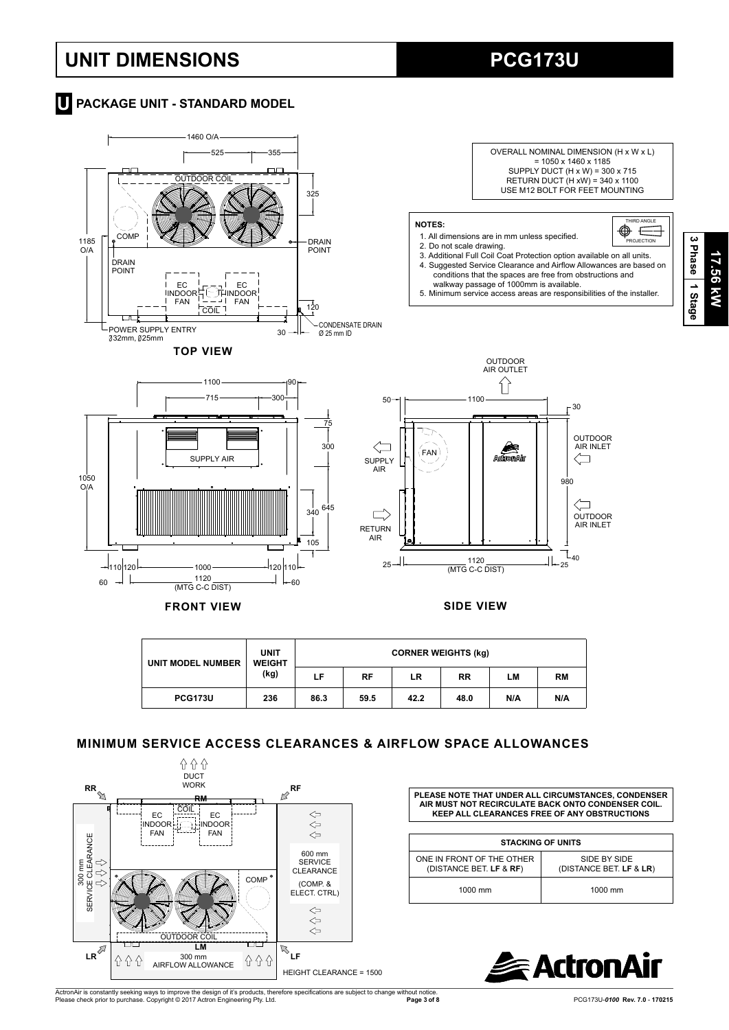# UNIT DIMENSIONS

# PCG173U

## U PACKAGE UNIT - STANDARD MODEL

OVERALL NOMINAL DIMENSION (H x W x L) = 1050 x 1460 x 1185
SUPPLY DUCT (H x W) = 300 x 715
RETURN DUCT (H xW) = 340 x 1100
USE M12 BOLT FOR FEET MOUNTING

**NOTES:**

1. All dimensions are in mm unless specified.
2. Do not scale drawing.
3. Additional Full Coil Coat Protection option available on all units.
4. Suggested Service Clearance and Airflow Allowances are based on conditions that the spaces are free from obstructions and walkway passage of 1000mm is available.
5. Minimum service access areas are responsibilities of the installer.

THIRD ANGLE PROJECTION

17.56 kW | 3 Phase | 1 Stage

**TOP VIEW**

**FRONT VIEW**

**SIDE VIEW**

| UNIT MODEL NUMBER | UNIT WEIGHT (kg) | CORNER WEIGHTS (kg) | | | | | |
|---|---|---|---|---|---|---|---|
| | | LF | RF | LR | RR | LM | RM |
| PCG173U | 236 | 86.3 | 59.5 | 42.2 | 48.0 | N/A | N/A |

## MINIMUM SERVICE ACCESS CLEARANCES & AIRFLOW SPACE ALLOWANCES

**PLEASE NOTE THAT UNDER ALL CIRCUMSTANCES, CONDENSER AIR MUST NOT RECIRCULATE BACK ONTO CONDENSER COIL. KEEP ALL CLEARANCES FREE OF ANY OBSTRUCTIONS**

| STACKING OF UNITS | |
|---|---|
| ONE IN FRONT OF THE OTHER (DISTANCE BET. **LF** & **RF**) | SIDE BY SIDE (DISTANCE BET. **LF** & **LR**) |
| 1000 mm | 1000 mm |

HEIGHT CLEARANCE = 1500

ActronAir is constantly seeking ways to improve the design of it's products, therefore specifications are subject to change without notice.
Please check prior to purchase. Copyright © 2017 Actron Engineering Pty. Ltd.

PCG173U-*0100* **Rev. 7.0 - 170215**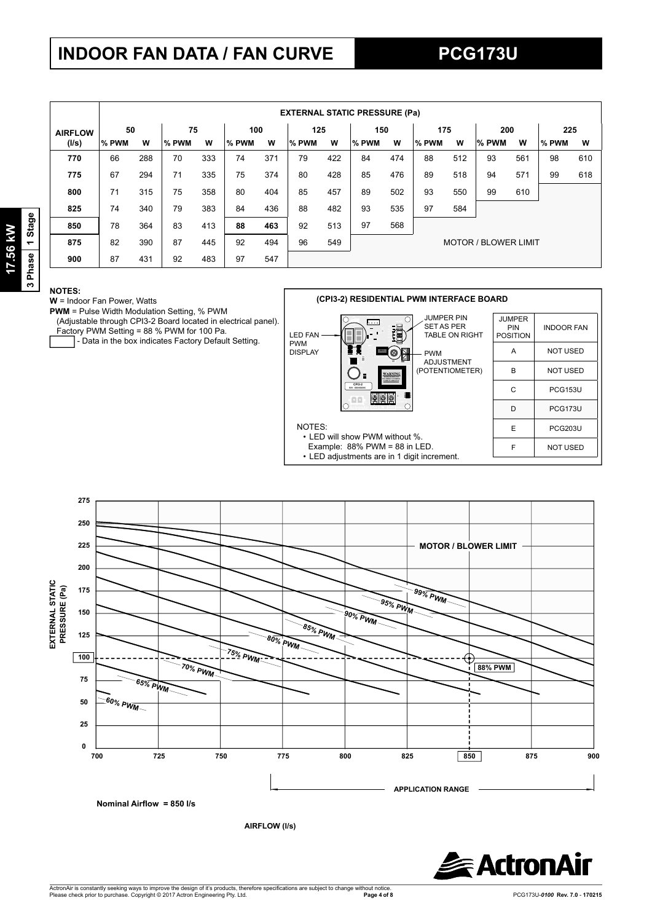# INDOOR FAN DATA / FAN CURVE

# PCG173U

17.56 kW | 3 Phase | 1 Stage

| AIRFLOW (l/s) | EXTERNAL STATIC PRESSURE (Pa) | | | | | | | | | | | | | | | |
|---|---|---|---|---|---|---|---|---|---|---|---|---|---|---|---|---|
| | 50 | | 75 | | 100 | | 125 | | 150 | | 175 | | 200 | | 225 | |
| | % PWM | W | % PWM | W | % PWM | W | % PWM | W | % PWM | W | % PWM | W | % PWM | W | % PWM | W |
| 770 | 66 | 288 | 70 | 333 | 74 | 371 | 79 | 422 | 84 | 474 | 88 | 512 | 93 | 561 | 98 | 610 |
| 775 | 67 | 294 | 71 | 335 | 75 | 374 | 80 | 428 | 85 | 476 | 89 | 518 | 94 | 571 | 99 | 618 |
| 800 | 71 | 315 | 75 | 358 | 80 | 404 | 85 | 457 | 89 | 502 | 93 | 550 | 99 | 610 | | |
| 825 | 74 | 340 | 79 | 383 | 84 | 436 | 88 | 482 | 93 | 535 | 97 | 584 | | | | |
| **850** | 78 | 364 | 83 | 413 | **88** | **463** | 92 | 513 | 97 | 568 | | | | | | |
| 875 | 82 | 390 | 87 | 445 | 92 | 494 | 96 | 549 | MOTOR / BLOWER LIMIT | | | | | | | |
| 900 | 87 | 431 | 92 | 483 | 97 | 547 | | | | | | | | | | |

**NOTES:**

**W** = Indoor Fan Power, Watts

**PWM** = Pulse Width Modulation Setting, % PWM
(Adjustable through CPI3-2 Board located in electrical panel).
Factory PWM Setting = 88 % PWM for 100 Pa.

[ ] - Data in the box indicates Factory Default Setting.

**(CPI3-2) RESIDENTIAL PWM INTERFACE BOARD**

LED FAN PWM DISPLAY

JUMPER PIN SET AS PER TABLE ON RIGHT

PWM ADJUSTMENT (POTENTIOMETER)

| JUMPER PIN POSITION | INDOOR FAN |
|---|---|
| A | NOT USED |
| B | NOT USED |
| C | PCG153U |
| D | PCG173U |
| E | PCG203U |
| F | NOT USED |

NOTES:
- LED will show PWM without %.
  Example: 88% PWM = 88 in LED.
- LED adjustments are in 1 digit increment.

EXTERNAL STATIC PRESSURE (Pa)

MOTOR / BLOWER LIMIT

99% PWM, 95% PWM, 90% PWM, 85% PWM, 80% PWM, 75% PWM, 70% PWM, 65% PWM, 60% PWM, 88% PWM

APPLICATION RANGE

**Nominal Airflow = 850 l/s**

**AIRFLOW (l/s)**

ActronAir is constantly seeking ways to improve the design of it's products, therefore specifications are subject to change without notice.
Please check prior to purchase. Copyright © 2017 Actron Engineering Pty. Ltd.

PCG173U-*0100* Rev. 7.0 - 170215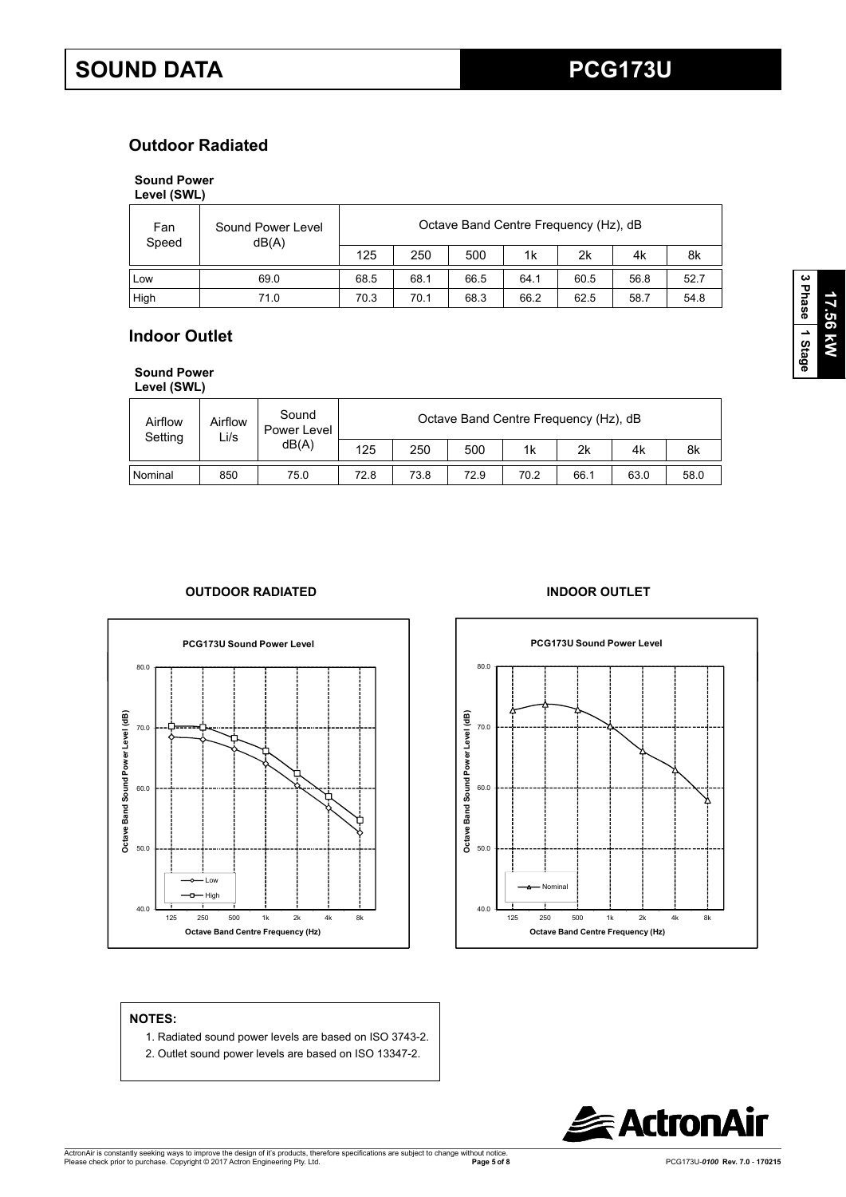# SOUND DATA PCG173U

## Outdoor Radiated

**Sound Power Level (SWL)**

| Fan Speed | Sound Power Level dB(A) | Octave Band Centre Frequency (Hz), dB | | | | | | |
|---|---|---|---|---|---|---|---|---|
| | | 125 | 250 | 500 | 1k | 2k | 4k | 8k |
| Low | 69.0 | 68.5 | 68.1 | 66.5 | 64.1 | 60.5 | 56.8 | 52.7 |
| High | 71.0 | 70.3 | 70.1 | 68.3 | 66.2 | 62.5 | 58.7 | 54.8 |

## Indoor Outlet

**Sound Power Level (SWL)**

| Airflow Setting | Airflow Li/s | Sound Power Level dB(A) | Octave Band Centre Frequency (Hz), dB | | | | | | |
|---|---|---|---|---|---|---|---|---|---|
| | | | 125 | 250 | 500 | 1k | 2k | 4k | 8k |
| Nominal | 850 | 75.0 | 72.8 | 73.8 | 72.9 | 70.2 | 66.1 | 63.0 | 58.0 |

**OUTDOOR RADIATED**

PCG173U Sound Power Level

**INDOOR OUTLET**

PCG173U Sound Power Level

**NOTES:**

1. Radiated sound power levels are based on ISO 3743-2.
2. Outlet sound power levels are based on ISO 13347-2.

ActronAir is constantly seeking ways to improve the design of it's products, therefore specifications are subject to change without notice. Please check prior to purchase. Copyright © 2017 Actron Engineering Pty. Ltd.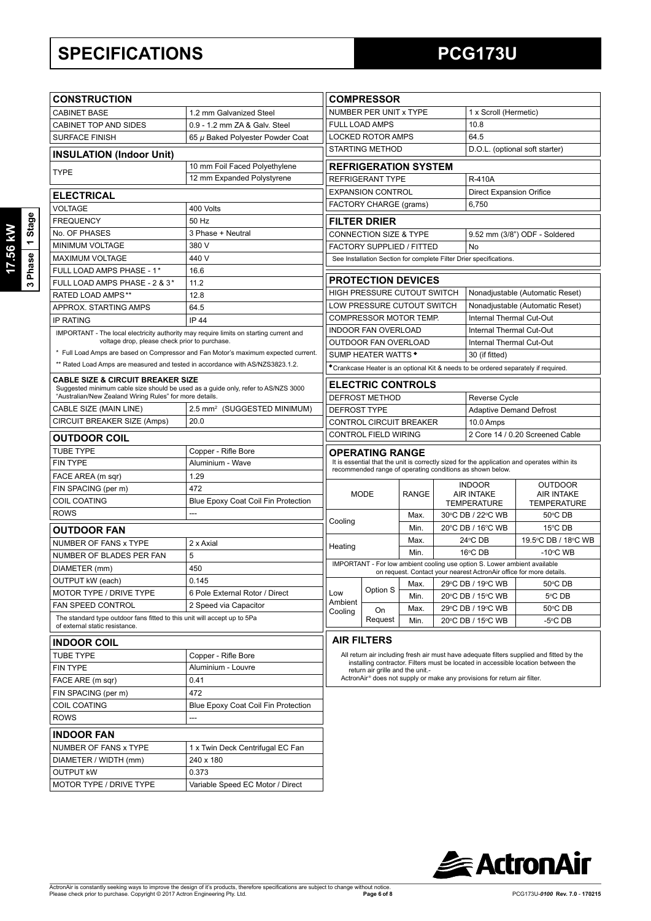# SPECIFICATIONS

# PCG173U

17.56 kW | 3 Phase | 1 Stage

## CONSTRUCTION

| | |
|---|---|
| CABINET BASE | 1.2 mm Galvanized Steel |
| CABINET TOP AND SIDES | 0.9 - 1.2 mm ZA & Galv. Steel |
| SURFACE FINISH | 65 μ Baked Polyester Powder Coat |

## INSULATION (Indoor Unit)

| | |
|---|---|
| TYPE | 10 mm Foil Faced Polyethylene |
| | 12 mm Expanded Polystyrene |

## ELECTRICAL

| | |
|---|---|
| VOLTAGE | 400 Volts |
| FREQUENCY | 50 Hz |
| No. OF PHASES | 3 Phase + Neutral |
| MINIMUM VOLTAGE | 380 V |
| MAXIMUM VOLTAGE | 440 V |
| FULL LOAD AMPS PHASE - 1* | 16.6 |
| FULL LOAD AMPS PHASE - 2 & 3* | 11.2 |
| RATED LOAD AMPS** | 12.8 |
| APPROX. STARTING AMPS | 64.5 |
| IP RATING | IP 44 |

IMPORTANT - The local electricity authority may require limits on starting current and voltage drop, please check prior to purchase.

* Full Load Amps are based on Compressor and Fan Motor's maximum expected current.

** Rated Load Amps are measured and tested in accordance with AS/NZS3823.1.2.

**CABLE SIZE & CIRCUIT BREAKER SIZE**
Suggested minimum cable size should be used as a guide only, refer to AS/NZS 3000 "Australian/New Zealand Wiring Rules" for more details.

| | |
|---|---|
| CABLE SIZE (MAIN LINE) | 2.5 mm² (SUGGESTED MINIMUM) |
| CIRCUIT BREAKER SIZE (Amps) | 20.0 |

## OUTDOOR COIL

| | |
|---|---|
| TUBE TYPE | Copper - Rifle Bore |
| FIN TYPE | Aluminium - Wave |
| FACE AREA (m sqr) | 1.29 |
| FIN SPACING (per m) | 472 |
| COIL COATING | Blue Epoxy Coat Coil Fin Protection |
| ROWS | --- |

## OUTDOOR FAN

| | |
|---|---|
| NUMBER OF FANS x TYPE | 2 x Axial |
| NUMBER OF BLADES PER FAN | 5 |
| DIAMETER (mm) | 450 |
| OUTPUT kW (each) | 0.145 |
| MOTOR TYPE / DRIVE TYPE | 6 Pole External Rotor / Direct |
| FAN SPEED CONTROL | 2 Speed via Capacitor |

The standard type outdoor fans fitted to this unit will accept up to 5Pa of external static resistance.

## INDOOR COIL

| | |
|---|---|
| TUBE TYPE | Copper - Rifle Bore |
| FIN TYPE | Aluminium - Louvre |
| FACE ARE (m sqr) | 0.41 |
| FIN SPACING (per m) | 472 |
| COIL COATING | Blue Epoxy Coat Coil Fin Protection |
| ROWS | --- |

## INDOOR FAN

| | |
|---|---|
| NUMBER OF FANS x TYPE | 1 x Twin Deck Centrifugal EC Fan |
| DIAMETER / WIDTH (mm) | 240 x 180 |
| OUTPUT kW | 0.373 |
| MOTOR TYPE / DRIVE TYPE | Variable Speed EC Motor / Direct |

## COMPRESSOR

| | |
|---|---|
| NUMBER PER UNIT x TYPE | 1 x Scroll (Hermetic) |
| FULL LOAD AMPS | 10.8 |
| LOCKED ROTOR AMPS | 64.5 |
| STARTING METHOD | D.O.L. (optional soft starter) |

## REFRIGERATION SYSTEM

| | |
|---|---|
| REFRIGERANT TYPE | R-410A |
| EXPANSION CONTROL | Direct Expansion Orifice |
| FACTORY CHARGE (grams) | 6,750 |

## FILTER DRIER

| | |
|---|---|
| CONNECTION SIZE & TYPE | 9.52 mm (3/8") ODF - Soldered |
| FACTORY SUPPLIED / FITTED | No |

See Installation Section for complete Filter Drier specifications.

## PROTECTION DEVICES

| | |
|---|---|
| HIGH PRESSURE CUTOUT SWITCH | Nonadjustable (Automatic Reset) |
| LOW PRESSURE CUTOUT SWITCH | Nonadjustable (Automatic Reset) |
| COMPRESSOR MOTOR TEMP. | Internal Thermal Cut-Out |
| INDOOR FAN OVERLOAD | Internal Thermal Cut-Out |
| OUTDOOR FAN OVERLOAD | Internal Thermal Cut-Out |
| SUMP HEATER WATTS ◆ | 30 (if fitted) |

◆Crankcase Heater is an optional Kit & needs to be ordered separately if required.

## ELECTRIC CONTROLS

| | |
|---|---|
| DEFROST METHOD | Reverse Cycle |
| DEFROST TYPE | Adaptive Demand Defrost |
| CONTROL CIRCUIT BREAKER | 10.0 Amps |
| CONTROL FIELD WIRING | 2 Core 14 / 0.20 Screened Cable |

## OPERATING RANGE

It is essential that the unit is correctly sized for the application and operates within its recommended range of operating conditions as shown below.

| MODE | | RANGE | INDOOR AIR INTAKE TEMPERATURE | OUTDOOR AIR INTAKE TEMPERATURE |
|---|---|---|---|---|
| Cooling | | Max. | 30°C DB / 22°C WB | 50°C DB |
| | | Min. | 20°C DB / 16°C WB | 15°C DB |
| Heating | | Max. | 24°C DB | 19.5°C DB / 18°C WB |
| | | Min. | 16°C DB | -10°C WB |

IMPORTANT - For low ambient cooling use option S. Lower ambient available on request. Contact your nearest ActronAir office for more details.

| MODE | | RANGE | INDOOR AIR INTAKE TEMPERATURE | OUTDOOR AIR INTAKE TEMPERATURE |
|---|---|---|---|---|
| Low Ambient Cooling | Option S | Max. | 29°C DB / 19°C WB | 50°C DB |
| | | Min. | 20°C DB / 15°C WB | 5°C DB |
| | On Request | Max. | 29°C DB / 19°C WB | 50°C DB |
| | | Min. | 20°C DB / 15°C WB | -5°C DB |

## AIR FILTERS

All return air including fresh air must have adequate filters supplied and fitted by the installing contractor. Filters must be located in accessible location between the return air grille and the unit.-
ActronAir® does not supply or make any provisions for return air filter.

ActronAir is constantly seeking ways to improve the design of it's products, therefore specifications are subject to change without notice. Please check prior to purchase. Copyright © 2017 Actron Engineering Pty. Ltd.

PCG173U-0100 Rev. 7.0 - 170215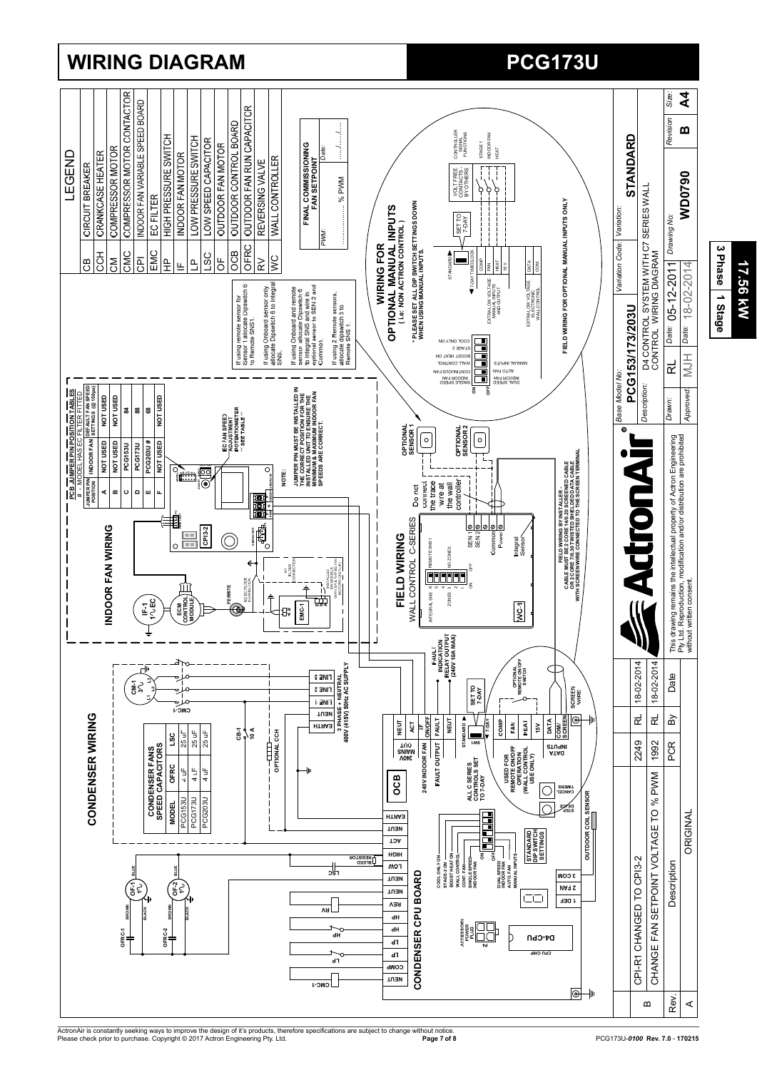# WIRING DIAGRAM

# PCG173U

## LEGEND

| | |
|---|---|
| CB | CIRCUIT BREAKER |
| CCH | CRANKCASE HEATER |
| CM | COMPRESSOR MOTOR |
| CMC | COMPRESSOR MOTOR CONTACTOR |
| CPI | INDOOR FAN VARIABLE SPEED BOARD |
| EMC | EC FILTER |
| HP | HIGH PRESSURE SWITCH |
| IF | INDOOR FAN MOTOR |
| LP | LOW PRESSURE SWITCH |
| LSC | LOW SPEED CAPACITOR |
| OF | OUTDOOR FAN MOTOR |
| OCB | OUTDOOR CONTROL BOARD |
| OFRC | OUTDOOR FAN RUN CAPACITOR |
| RV | REVERSING VALVE |
| WC | WALL CONTROLLER |

**FINAL COMMISSIONING FAN SETPOINT**

PWM: .................. % PWM

Date: ......./......./.......

## CONDENSER WIRING

**CONDENSER FANS SPEED CAPACITORS**

| MODEL | OFRC | LSC |
|---|---|---|
| PCG153U | 4 uF | 25 uF |
| PCG173U | 4 uF | 25 uF |
| PCG203U | 4 uF | 25 uF |

CB-1 10 A

OPTIONAL CCH

3 PHASE + NEUTRAL 400V (415V) 50Hz AC SUPPLY

FAULT INDICATION RELAY OUTPUT (240V 10A MAX)

OPTIONAL REMOTE ON/OFF SWITCH

SET TO 7-DAY

SCREEN WIRE

**CONDENSER CPU BOARD**

OUTDOOR COIL SENSOR

STANDARD DIP SWITCH SETTINGS

USED FOR REMOTE ON/OFF OPERATION (WALL CONTROL USE ONLY)

ALL C SERIES CONTROLS SET TO 7-DAY

## INDOOR FAN WIRING

**PCB JUMPER PIN POSITION TABLES**

# = MODEL HAS EC FILTER FITTED

| JUMPER PIN POSITION | INDOOR FAN | DEFAULT FAN SPEED SETTINGS (@ 100pa) |
|---|---|---|
| A | NOT USED | NOT USED |
| B | NOT USED | NOT USED |
| C | PCG153U | 84 |
| D | PCG173U | 88 |
| E | PCG203U # | 68 |
| F | NOT USED | NOT USED |

EC FAN SPEED ADJUSTMENT POTENTIOMETER ** SEE TABLE **

NOTE: JUMPER PIN MUST BE INSTALLED IN THE CORRECT POSITION FOR THE INSTALLED UNIT TO ENSURE THE MINIMUM & MAXIMUM INDOOR FAN SPEEDS ARE CORRECT.

NO EC FILTER CONNECTION

## FIELD WIRING

WALL CONTROL C-SERIES

Do not connect the trace wire at the wall controller

OPTIONAL SENSOR 1

OPTIONAL SENSOR 2

If using remote sensor for Sensor 1 allocate Dipswitch 6 to Remote SNS1.

If using Onboard sensor only allocate Dipswitch 6 to Integral SNS.

If using Onboard and remote sensor allocate Dipswitch 6 to Integral SNS and wire in optional sensor to SEN 2 and Common.

If using 2 Remote sensors, allocate dipswitch 5 to Remote SNS 1.

FIELD WIRING BY INSTALLER: CABLE MUST BE 2 CORE 14/0.20 SCREENED CABLE OR 2 CORE 7/0.30 TWISTED SHIELDED DATA CABLE WITH SCREEN WIRE CONNECTED TO THE SCREEN TERMINAL

## WIRING FOR OPTIONAL MANUAL INPUTS

**( i.e: NON ACTRON CONTROL )**

* PLEASE SET ALL DIP SWITCH SETTINGS DOWN WHEN USING MANUAL INPUTS.

VOLT FREE CONTACTS BY OTHERS

EXTRA LOW VOLTAGE MANUAL INPUTS AND OUTPUTS

EXTRA LOW VOLTAGE ELECTRONIC WALL CONTROL

FIELD WIRING FOR OPTIONAL MANUAL INPUTS ONLY

| Base Model No: | Variation Code: | Variation: |
|---|---|---|
| PCG153/173/203U | | STANDARD |

Description: D4 CONTROL SYSTEM WITH C7 SERIES WALL CONTROL WIRING DIAGRAM

| Drawn: | RL | Date: | 05-12-2011 | Drawing No: | Revision | Size: |
|---|---|---|---|---|---|---|
| Approved: | MJH | Date: | 18-02-2014 | WD0790 | B | A4 |

| Rev. | Description | PCR | By | Date |
|---|---|---|---|---|
| B | CPI-R1 CHANGED TO CPI3-2 | 2249 | RL | 18-02-2014 |
| | CHANGE FAN SETPOINT VOLTAGE TO % PWM | 1992 | RL | 18-02-2014 |
| A | ORIGINAL | | | |

This drawing remains the intellectual property of Actron Engineering Pty Ltd. Reproduction, modification and/or distribution are prohibited without written consent.

17.56 kW

3 Phase 1 Stage

ActronAir is constantly seeking ways to improve the design of it's products, therefore specifications are subject to change without notice. Please check prior to purchase. Copyright © 2017 Actron Engineering Pty. Ltd.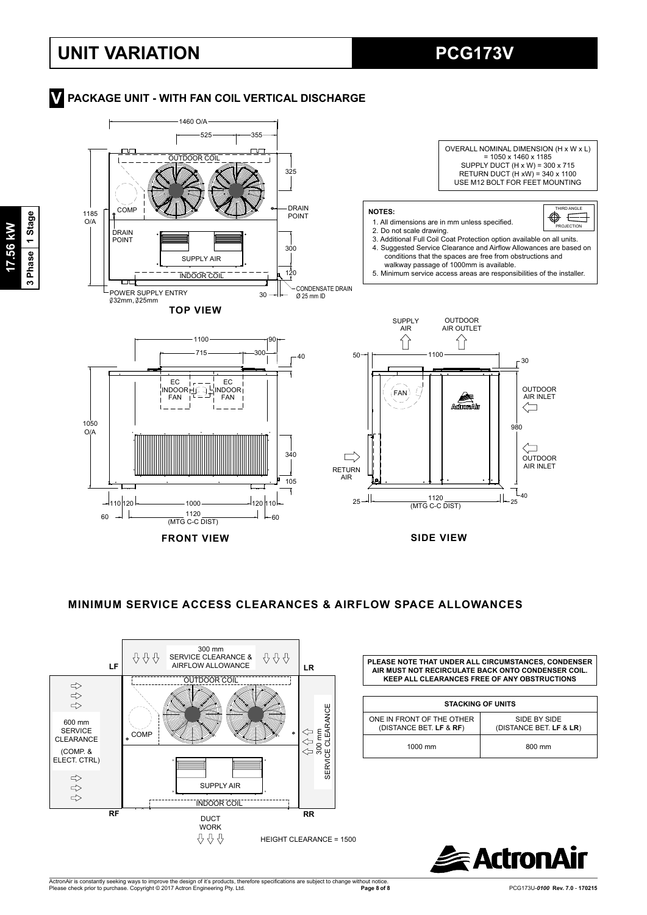# UNIT VARIATION

# PCG173V

17.56 kW | 3 Phase | 1 Stage

## V PACKAGE UNIT - WITH FAN COIL VERTICAL DISCHARGE

1460 O/A
525
355
OUTDOOR COIL
325
1185 O/A
COMP
DRAIN POINT
DRAIN POINT
300
SUPPLY AIR
120
INDOOR COIL
POWER SUPPLY ENTRY Ø32mm, Ø25mm
30
CONDENSATE DRAIN Ø 25 mm ID

**TOP VIEW**

OVERALL NOMINAL DIMENSION (H x W x L) = 1050 x 1460 x 1185
SUPPLY DUCT (H x W) = 300 x 715
RETURN DUCT (H xW) = 340 x 1100
USE M12 BOLT FOR FEET MOUNTING

**NOTES:**

THIRD ANGLE PROJECTION

1. All dimensions are in mm unless specified.
2. Do not scale drawing.
3. Additional Full Coil Coat Protection option available on all units.
4. Suggested Service Clearance and Airflow Allowances are based on conditions that the spaces are free from obstructions and walkway passage of 1000mm is available.
5. Minimum service access areas are responsibilities of the installer.

1100
90
715
300
40
EC INDOOR FAN
EC INDOOR FAN
1050 O/A
340
105
110 120
1000
120 110
60
1120 (MTG C-C DIST)
60

**FRONT VIEW**

SUPPLY AIR
OUTDOOR AIR OUTLET
50
1100
30
FAN
OUTDOOR AIR INLET
980
OUTDOOR AIR INLET
RETURN AIR
25
1120 (MTG C-C DIST)
25
40

**SIDE VIEW**

## MINIMUM SERVICE ACCESS CLEARANCES & AIRFLOW SPACE ALLOWANCES

LF
300 mm SERVICE CLEARANCE & AIRFLOW ALLOWANCE
LR
OUTDOOR COIL
600 mm SERVICE CLEARANCE (COMP. & ELECT. CTRL)
COMP
300 mm SERVICE CLEARANCE
SUPPLY AIR
INDOOR COIL
RF
RR
DUCT WORK
HEIGHT CLEARANCE = 1500

**PLEASE NOTE THAT UNDER ALL CIRCUMSTANCES, CONDENSER AIR MUST NOT RECIRCULATE BACK ONTO CONDENSER COIL. KEEP ALL CLEARANCES FREE OF ANY OBSTRUCTIONS**

| STACKING OF UNITS | |
|---|---|
| ONE IN FRONT OF THE OTHER (DISTANCE BET. **LF** & **RF**) | SIDE BY SIDE (DISTANCE BET. **LF** & **LR**) |
| 1000 mm | 800 mm |

ActronAir

ActronAir is constantly seeking ways to improve the design of it's products, therefore specifications are subject to change without notice.
Please check prior to purchase. Copyright © 2017 Actron Engineering Pty. Ltd.

PCG173U-*0100* Rev. 7.0 - 170215